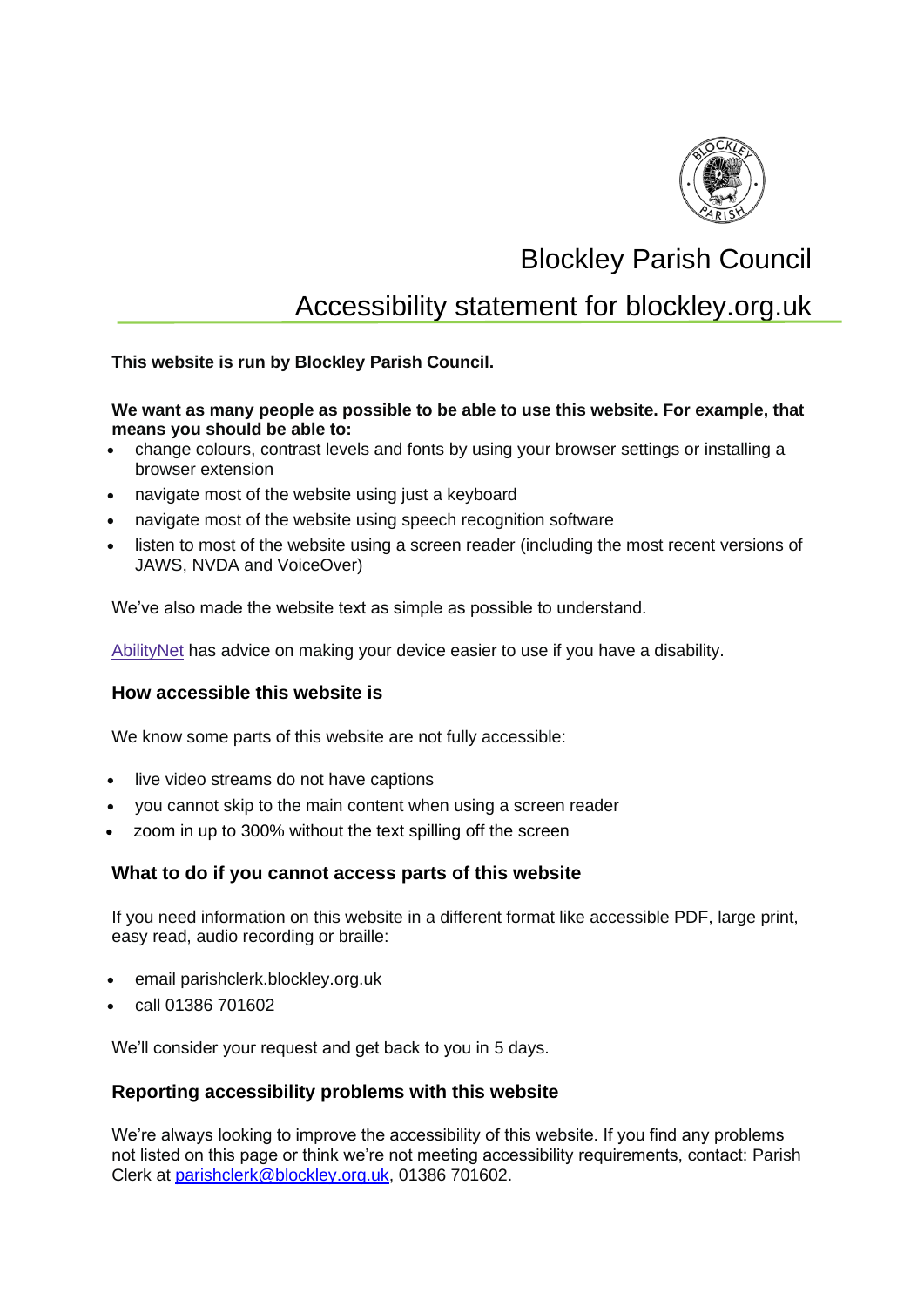# Blockley Parish Council

## Accessibility statement for blockley.org.uk

**This website is run by Blockley Parish Council.**

**We want as many people as possible to be able to use this website. For example, that means you should be able to:**

- change colours, contrast levels and fonts by using your browser settings or installing a browser extension
- navigate most of the website using just a keyboard
- navigate most of the website using speech recognition software
- listen to most of the website using a screen reader (including the most recent versions of JAWS, NVDA and VoiceOver)

We've also made the website text as simple as possible to understand.

AbilityNet has advice on making your device easier to use if you have a disability.

### How accessible this website is

We know some parts of this website are not fully accessible:

- live video streams do not have captions
- you cannot skip to the main content when using a screen reader
- zoom in up to 300% without the text spilling off the screen

### What to do if you cannot access parts of this website

If you need information on this website in a different format like accessible PDF, large print, easy read, audio recording or braille:

- email parishclerk.blockley.org.uk
- call 01386 701602

We'll consider your request and get back to you in 5 days.

### Reporting accessibility problems with this website

We're always looking to improve the accessibility of this website. If you find any problems not listed on this page or think we're not meeting accessibility requirements, contact: Parish Clerk at parishclerk@blockley.org.uk, 01386 701602.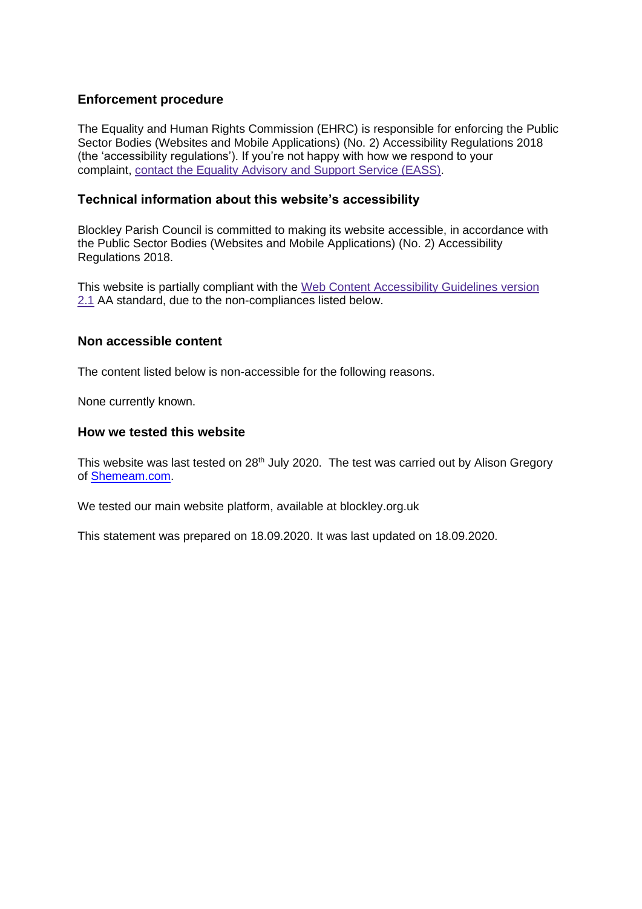## Enforcement procedure

The Equality and Human Rights Commission (EHRC) is responsible for enforcing the Public Sector Bodies (Websites and Mobile Applications) (No. 2) Accessibility Regulations 2018 (the 'accessibility regulations'). If you're not happy with how we respond to your complaint, [contact the Equality Advisory and Support Service (EASS)](#).

## Technical information about this website's accessibility

Blockley Parish Council is committed to making its website accessible, in accordance with the Public Sector Bodies (Websites and Mobile Applications) (No. 2) Accessibility Regulations 2018.

This website is partially compliant with the [Web Content Accessibility Guidelines version 2.1](#) AA standard, due to the non-compliances listed below.

## Non accessible content

The content listed below is non-accessible for the following reasons.

None currently known.

## How we tested this website

This website was last tested on 28th July 2020. The test was carried out by Alison Gregory of [Shemeam.com](#).

We tested our main website platform, available at blockley.org.uk

This statement was prepared on 18.09.2020. It was last updated on 18.09.2020.